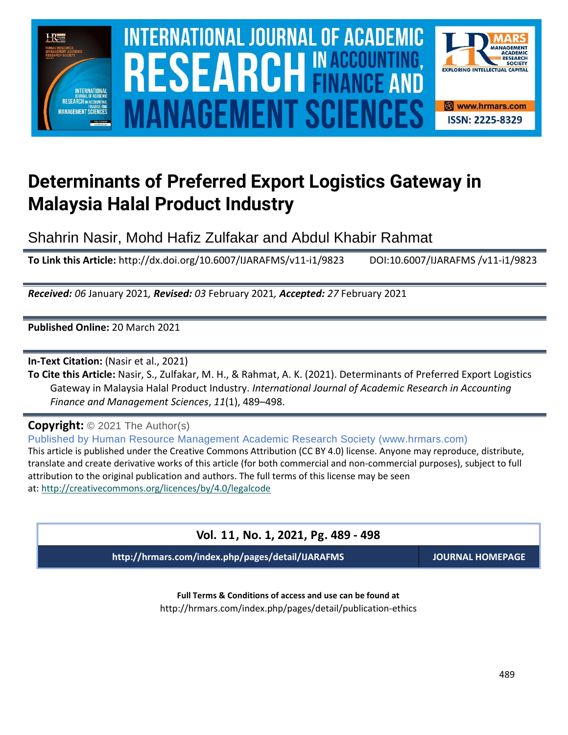# Determinants of Preferred Export Logistics Gateway in Malaysia Halal Product Industry

Shahrin Nasir, Mohd Hafiz Zulfakar and Abdul Khabir Rahmat

**To Link this Article:** http://dx.doi.org/10.6007/IJARAFMS/v11-i1/9823 DOI:10.6007/IJARAFMS /v11-i1/9823

***Received:*** *06* January 2021*,* ***Revised:*** *03* February 2021*,* ***Accepted:*** *27* February 2021

**Published Online:** 20 March 2021

**In-Text Citation:** (Nasir et al., 2021)

**To Cite this Article:** Nasir, S., Zulfakar, M. H., & Rahmat, A. K. (2021). Determinants of Preferred Export Logistics Gateway in Malaysia Halal Product Industry. *International Journal of Academic Research in Accounting Finance and Management Sciences*, *11*(1), 489–498.

**Copyright:** © 2021 The Author(s)

Published by Human Resource Management Academic Research Society (www.hrmars.com)

This article is published under the Creative Commons Attribution (CC BY 4.0) license. Anyone may reproduce, distribute, translate and create derivative works of this article (for both commercial and non-commercial purposes), subject to full attribution to the original publication and authors. The full terms of this license may be seen at: http://creativecommons.org/licences/by/4.0/legalcode

**Vol. 11, No. 1, 2021, Pg. 489 - 498**

**http://hrmars.com/index.php/pages/detail/IJARAFMS** **JOURNAL HOMEPAGE**

**Full Terms & Conditions of access and use can be found at**

http://hrmars.com/index.php/pages/detail/publication-ethics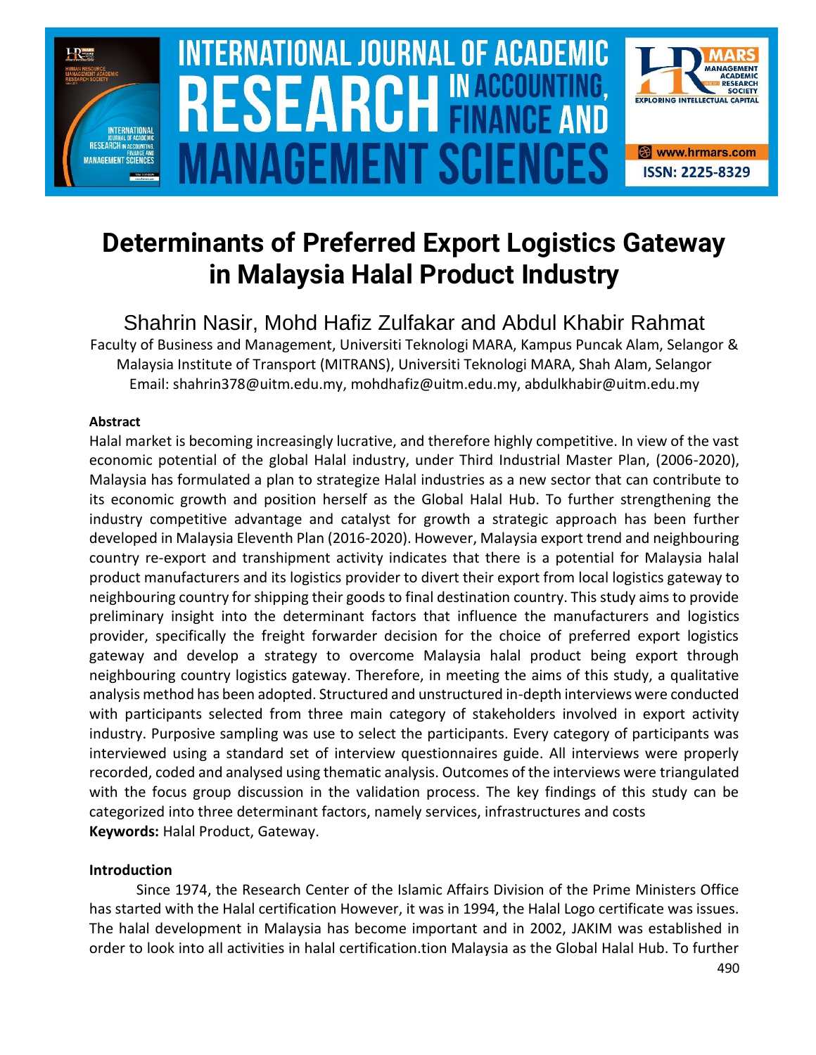# Determinants of Preferred Export Logistics Gateway in Malaysia Halal Product Industry

Shahrin Nasir, Mohd Hafiz Zulfakar and Abdul Khabir Rahmat

Faculty of Business and Management, Universiti Teknologi MARA, Kampus Puncak Alam, Selangor & Malaysia Institute of Transport (MITRANS), Universiti Teknologi MARA, Shah Alam, Selangor

Email: shahrin378@uitm.edu.my, mohdhafiz@uitm.edu.my, abdulkhabir@uitm.edu.my

**Abstract**

Halal market is becoming increasingly lucrative, and therefore highly competitive. In view of the vast economic potential of the global Halal industry, under Third Industrial Master Plan, (2006-2020), Malaysia has formulated a plan to strategize Halal industries as a new sector that can contribute to its economic growth and position herself as the Global Halal Hub. To further strengthening the industry competitive advantage and catalyst for growth a strategic approach has been further developed in Malaysia Eleventh Plan (2016-2020). However, Malaysia export trend and neighbouring country re-export and transhipment activity indicates that there is a potential for Malaysia halal product manufacturers and its logistics provider to divert their export from local logistics gateway to neighbouring country for shipping their goods to final destination country. This study aims to provide preliminary insight into the determinant factors that influence the manufacturers and logistics provider, specifically the freight forwarder decision for the choice of preferred export logistics gateway and develop a strategy to overcome Malaysia halal product being export through neighbouring country logistics gateway. Therefore, in meeting the aims of this study, a qualitative analysis method has been adopted. Structured and unstructured in-depth interviews were conducted with participants selected from three main category of stakeholders involved in export activity industry. Purposive sampling was use to select the participants. Every category of participants was interviewed using a standard set of interview questionnaires guide. All interviews were properly recorded, coded and analysed using thematic analysis. Outcomes of the interviews were triangulated with the focus group discussion in the validation process. The key findings of this study can be categorized into three determinant factors, namely services, infrastructures and costs

**Keywords:** Halal Product, Gateway.

**Introduction**

Since 1974, the Research Center of the Islamic Affairs Division of the Prime Ministers Office has started with the Halal certification However, it was in 1994, the Halal Logo certificate was issues. The halal development in Malaysia has become important and in 2002, JAKIM was established in order to look into all activities in halal certification.tion Malaysia as the Global Halal Hub. To further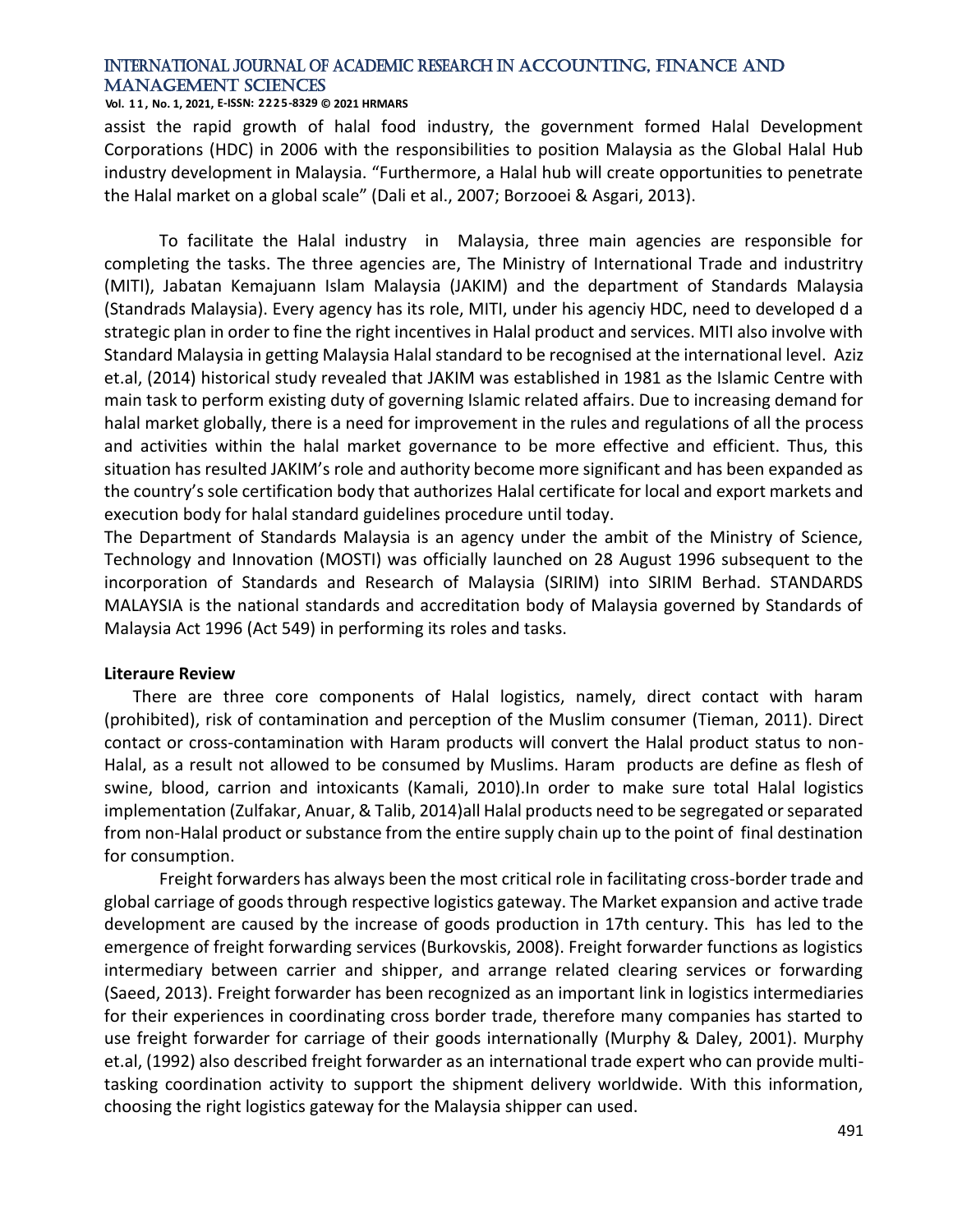assist the rapid growth of halal food industry, the government formed Halal Development Corporations (HDC) in 2006 with the responsibilities to position Malaysia as the Global Halal Hub industry development in Malaysia. "Furthermore, a Halal hub will create opportunities to penetrate the Halal market on a global scale" (Dali et al., 2007; Borzooei & Asgari, 2013).

To facilitate the Halal industry in Malaysia, three main agencies are responsible for completing the tasks. The three agencies are, The Ministry of International Trade and industritry (MITI), Jabatan Kemajuann Islam Malaysia (JAKIM) and the department of Standards Malaysia (Standrads Malaysia). Every agency has its role, MITI, under his agenciy HDC, need to developed d a strategic plan in order to fine the right incentives in Halal product and services. MITI also involve with Standard Malaysia in getting Malaysia Halal standard to be recognised at the international level. Aziz et.al, (2014) historical study revealed that JAKIM was established in 1981 as the Islamic Centre with main task to perform existing duty of governing Islamic related affairs. Due to increasing demand for halal market globally, there is a need for improvement in the rules and regulations of all the process and activities within the halal market governance to be more effective and efficient. Thus, this situation has resulted JAKIM's role and authority become more significant and has been expanded as the country's sole certification body that authorizes Halal certificate for local and export markets and execution body for halal standard guidelines procedure until today.

The Department of Standards Malaysia is an agency under the ambit of the Ministry of Science, Technology and Innovation (MOSTI) was officially launched on 28 August 1996 subsequent to the incorporation of Standards and Research of Malaysia (SIRIM) into SIRIM Berhad. STANDARDS MALAYSIA is the national standards and accreditation body of Malaysia governed by Standards of Malaysia Act 1996 (Act 549) in performing its roles and tasks.

## Literaure Review

There are three core components of Halal logistics, namely, direct contact with haram (prohibited), risk of contamination and perception of the Muslim consumer (Tieman, 2011). Direct contact or cross-contamination with Haram products will convert the Halal product status to non-Halal, as a result not allowed to be consumed by Muslims. Haram products are define as flesh of swine, blood, carrion and intoxicants (Kamali, 2010).In order to make sure total Halal logistics implementation (Zulfakar, Anuar, & Talib, 2014)all Halal products need to be segregated or separated from non-Halal product or substance from the entire supply chain up to the point of final destination for consumption.

Freight forwarders has always been the most critical role in facilitating cross-border trade and global carriage of goods through respective logistics gateway. The Market expansion and active trade development are caused by the increase of goods production in 17th century. This has led to the emergence of freight forwarding services (Burkovskis, 2008). Freight forwarder functions as logistics intermediary between carrier and shipper, and arrange related clearing services or forwarding (Saeed, 2013). Freight forwarder has been recognized as an important link in logistics intermediaries for their experiences in coordinating cross border trade, therefore many companies has started to use freight forwarder for carriage of their goods internationally (Murphy & Daley, 2001). Murphy et.al, (1992) also described freight forwarder as an international trade expert who can provide multi-tasking coordination activity to support the shipment delivery worldwide. With this information, choosing the right logistics gateway for the Malaysia shipper can used.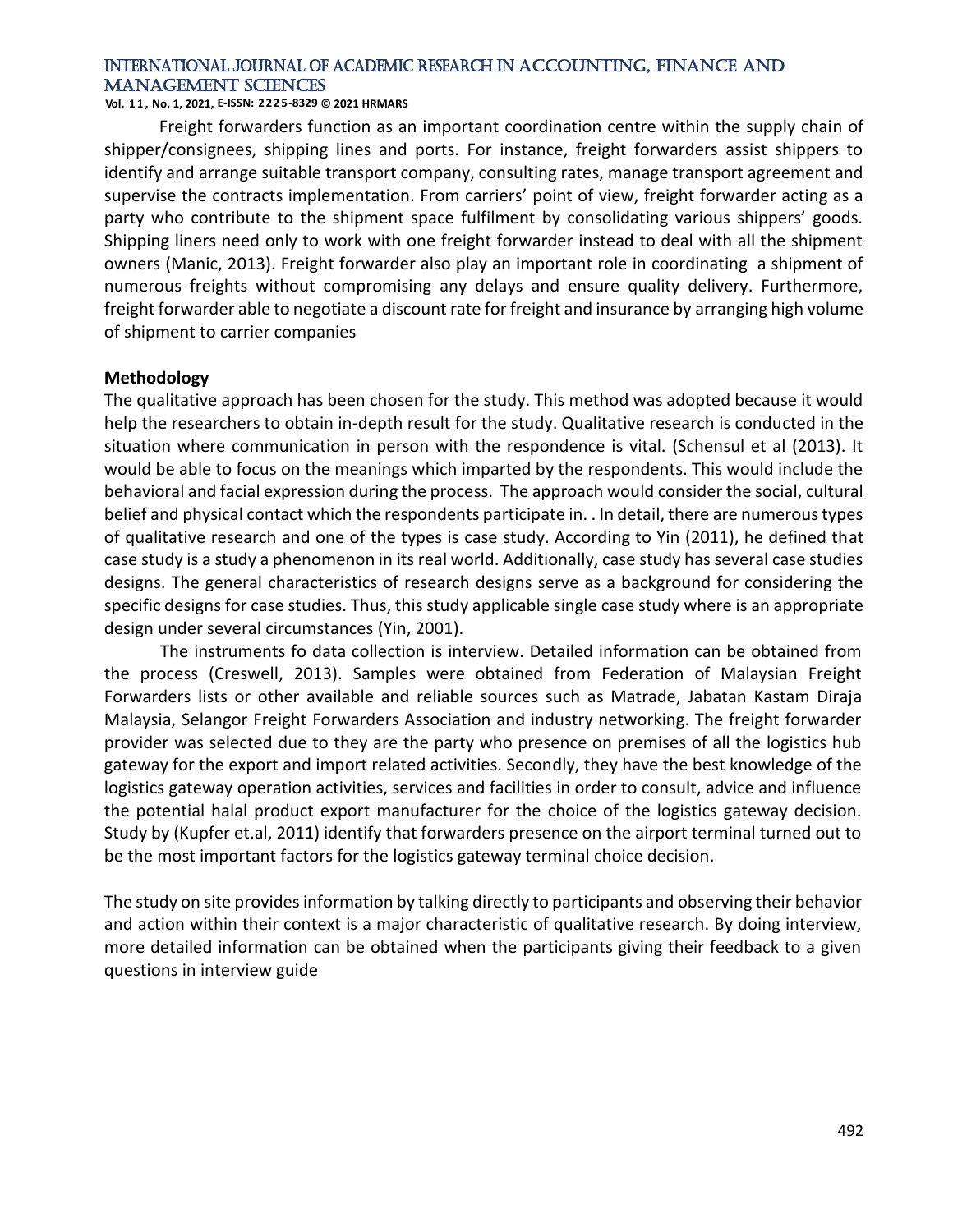Freight forwarders function as an important coordination centre within the supply chain of shipper/consignees, shipping lines and ports. For instance, freight forwarders assist shippers to identify and arrange suitable transport company, consulting rates, manage transport agreement and supervise the contracts implementation. From carriers' point of view, freight forwarder acting as a party who contribute to the shipment space fulfilment by consolidating various shippers' goods. Shipping liners need only to work with one freight forwarder instead to deal with all the shipment owners (Manic, 2013). Freight forwarder also play an important role in coordinating a shipment of numerous freights without compromising any delays and ensure quality delivery. Furthermore, freight forwarder able to negotiate a discount rate for freight and insurance by arranging high volume of shipment to carrier companies

**Methodology**

The qualitative approach has been chosen for the study. This method was adopted because it would help the researchers to obtain in-depth result for the study. Qualitative research is conducted in the situation where communication in person with the respondence is vital. (Schensul et al (2013). It would be able to focus on the meanings which imparted by the respondents. This would include the behavioral and facial expression during the process. The approach would consider the social, cultural belief and physical contact which the respondents participate in. . In detail, there are numerous types of qualitative research and one of the types is case study. According to Yin (2011), he defined that case study is a study a phenomenon in its real world. Additionally, case study has several case studies designs. The general characteristics of research designs serve as a background for considering the specific designs for case studies. Thus, this study applicable single case study where is an appropriate design under several circumstances (Yin, 2001).

The instruments fo data collection is interview. Detailed information can be obtained from the process (Creswell, 2013). Samples were obtained from Federation of Malaysian Freight Forwarders lists or other available and reliable sources such as Matrade, Jabatan Kastam Diraja Malaysia, Selangor Freight Forwarders Association and industry networking. The freight forwarder provider was selected due to they are the party who presence on premises of all the logistics hub gateway for the export and import related activities. Secondly, they have the best knowledge of the logistics gateway operation activities, services and facilities in order to consult, advice and influence the potential halal product export manufacturer for the choice of the logistics gateway decision. Study by (Kupfer et.al, 2011) identify that forwarders presence on the airport terminal turned out to be the most important factors for the logistics gateway terminal choice decision.

The study on site provides information by talking directly to participants and observing their behavior and action within their context is a major characteristic of qualitative research. By doing interview, more detailed information can be obtained when the participants giving their feedback to a given questions in interview guide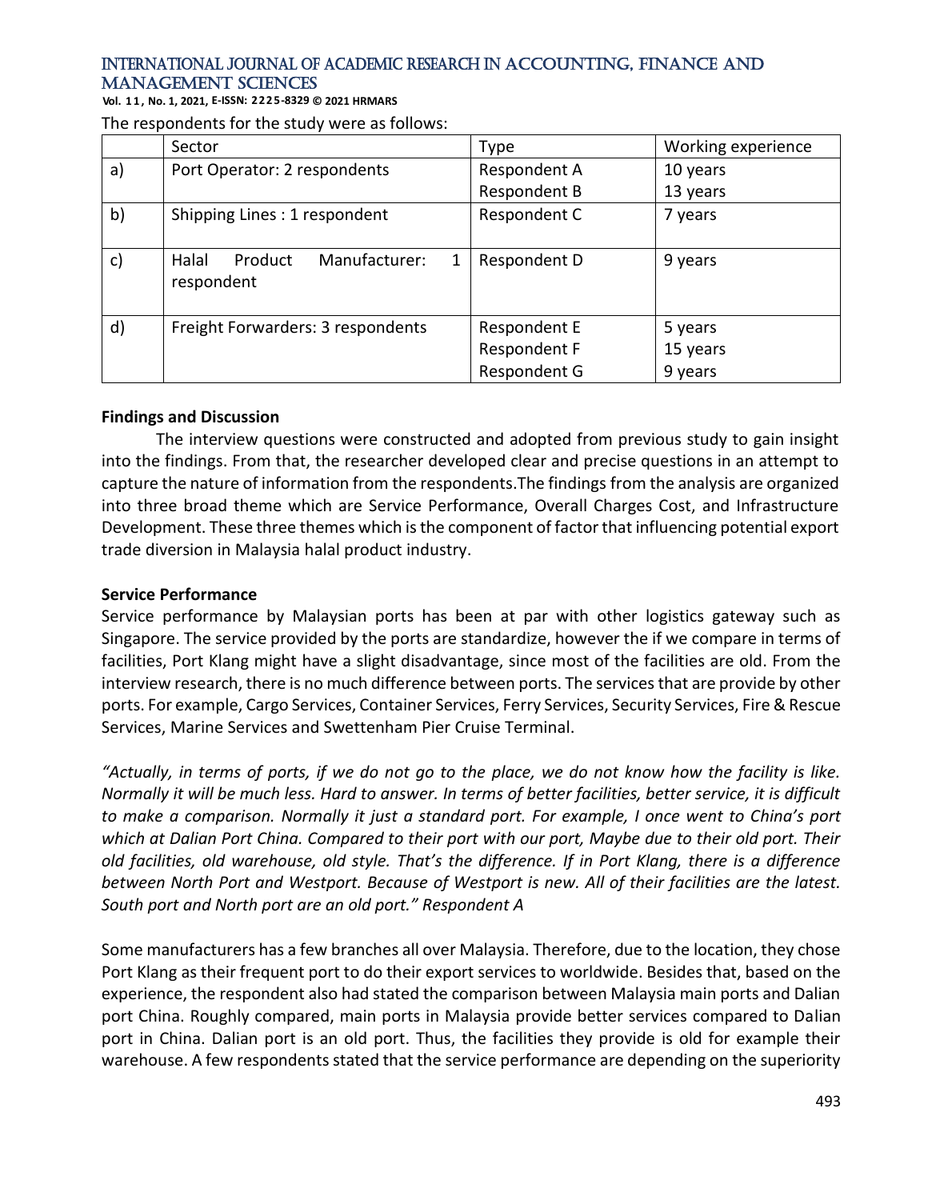The respondents for the study were as follows:

| | Sector | Type | Working experience |
|---|---|---|---|
| a) | Port Operator: 2 respondents | Respondent A<br>Respondent B | 10 years<br>13 years |
| b) | Shipping Lines : 1 respondent | Respondent C | 7 years |
| c) | Halal Product Manufacturer: 1 respondent | Respondent D | 9 years |
| d) | Freight Forwarders: 3 respondents | Respondent E<br>Respondent F<br>Respondent G | 5 years<br>15 years<br>9 years |

**Findings and Discussion**

The interview questions were constructed and adopted from previous study to gain insight into the findings. From that, the researcher developed clear and precise questions in an attempt to capture the nature of information from the respondents.The findings from the analysis are organized into three broad theme which are Service Performance, Overall Charges Cost, and Infrastructure Development. These three themes which is the component of factor that influencing potential export trade diversion in Malaysia halal product industry.

**Service Performance**

Service performance by Malaysian ports has been at par with other logistics gateway such as Singapore. The service provided by the ports are standardize, however the if we compare in terms of facilities, Port Klang might have a slight disadvantage, since most of the facilities are old. From the interview research, there is no much difference between ports. The services that are provide by other ports. For example, Cargo Services, Container Services, Ferry Services, Security Services, Fire & Rescue Services, Marine Services and Swettenham Pier Cruise Terminal.

*"Actually, in terms of ports, if we do not go to the place, we do not know how the facility is like. Normally it will be much less. Hard to answer. In terms of better facilities, better service, it is difficult to make a comparison. Normally it just a standard port. For example, I once went to China's port which at Dalian Port China. Compared to their port with our port, Maybe due to their old port. Their old facilities, old warehouse, old style. That's the difference. If in Port Klang, there is a difference between North Port and Westport. Because of Westport is new. All of their facilities are the latest. South port and North port are an old port." Respondent A*

Some manufacturers has a few branches all over Malaysia. Therefore, due to the location, they chose Port Klang as their frequent port to do their export services to worldwide. Besides that, based on the experience, the respondent also had stated the comparison between Malaysia main ports and Dalian port China. Roughly compared, main ports in Malaysia provide better services compared to Dalian port in China. Dalian port is an old port. Thus, the facilities they provide is old for example their warehouse. A few respondents stated that the service performance are depending on the superiority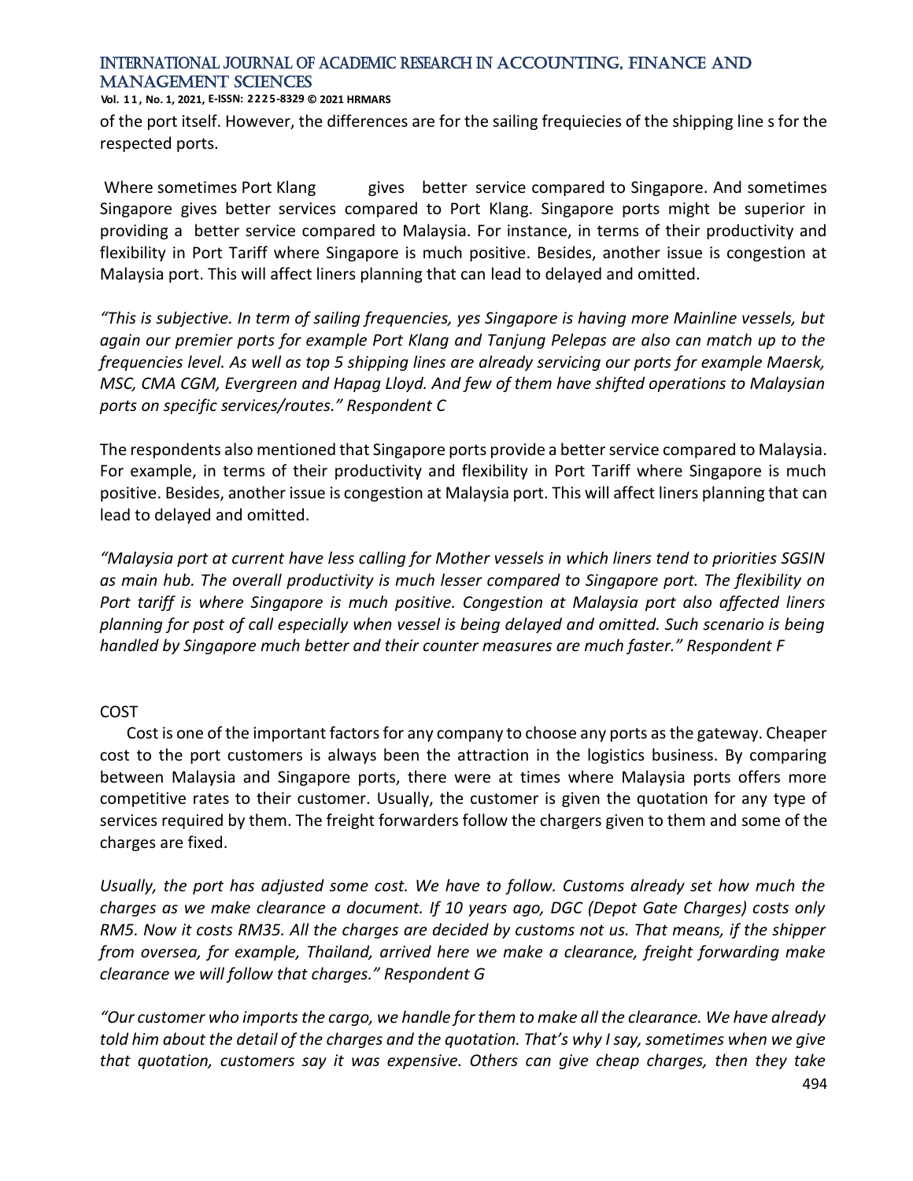of the port itself. However, the differences are for the sailing frequiecies of the shipping line s for the respected ports.

Where sometimes Port Klang gives better service compared to Singapore. And sometimes Singapore gives better services compared to Port Klang. Singapore ports might be superior in providing a better service compared to Malaysia. For instance, in terms of their productivity and flexibility in Port Tariff where Singapore is much positive. Besides, another issue is congestion at Malaysia port. This will affect liners planning that can lead to delayed and omitted.

*"This is subjective. In term of sailing frequencies, yes Singapore is having more Mainline vessels, but again our premier ports for example Port Klang and Tanjung Pelepas are also can match up to the frequencies level. As well as top 5 shipping lines are already servicing our ports for example Maersk, MSC, CMA CGM, Evergreen and Hapag Lloyd. And few of them have shifted operations to Malaysian ports on specific services/routes." Respondent C*

The respondents also mentioned that Singapore ports provide a better service compared to Malaysia. For example, in terms of their productivity and flexibility in Port Tariff where Singapore is much positive. Besides, another issue is congestion at Malaysia port. This will affect liners planning that can lead to delayed and omitted.

*"Malaysia port at current have less calling for Mother vessels in which liners tend to priorities SGSIN as main hub. The overall productivity is much lesser compared to Singapore port. The flexibility on Port tariff is where Singapore is much positive. Congestion at Malaysia port also affected liners planning for post of call especially when vessel is being delayed and omitted. Such scenario is being handled by Singapore much better and their counter measures are much faster." Respondent F*

## COST

Cost is one of the important factors for any company to choose any ports as the gateway. Cheaper cost to the port customers is always been the attraction in the logistics business. By comparing between Malaysia and Singapore ports, there were at times where Malaysia ports offers more competitive rates to their customer. Usually, the customer is given the quotation for any type of services required by them. The freight forwarders follow the chargers given to them and some of the charges are fixed.

*Usually, the port has adjusted some cost. We have to follow. Customs already set how much the charges as we make clearance a document. If 10 years ago, DGC (Depot Gate Charges) costs only RM5. Now it costs RM35. All the charges are decided by customs not us. That means, if the shipper from oversea, for example, Thailand, arrived here we make a clearance, freight forwarding make clearance we will follow that charges." Respondent G*

*"Our customer who imports the cargo, we handle for them to make all the clearance. We have already told him about the detail of the charges and the quotation. That's why I say, sometimes when we give that quotation, customers say it was expensive. Others can give cheap charges, then they take*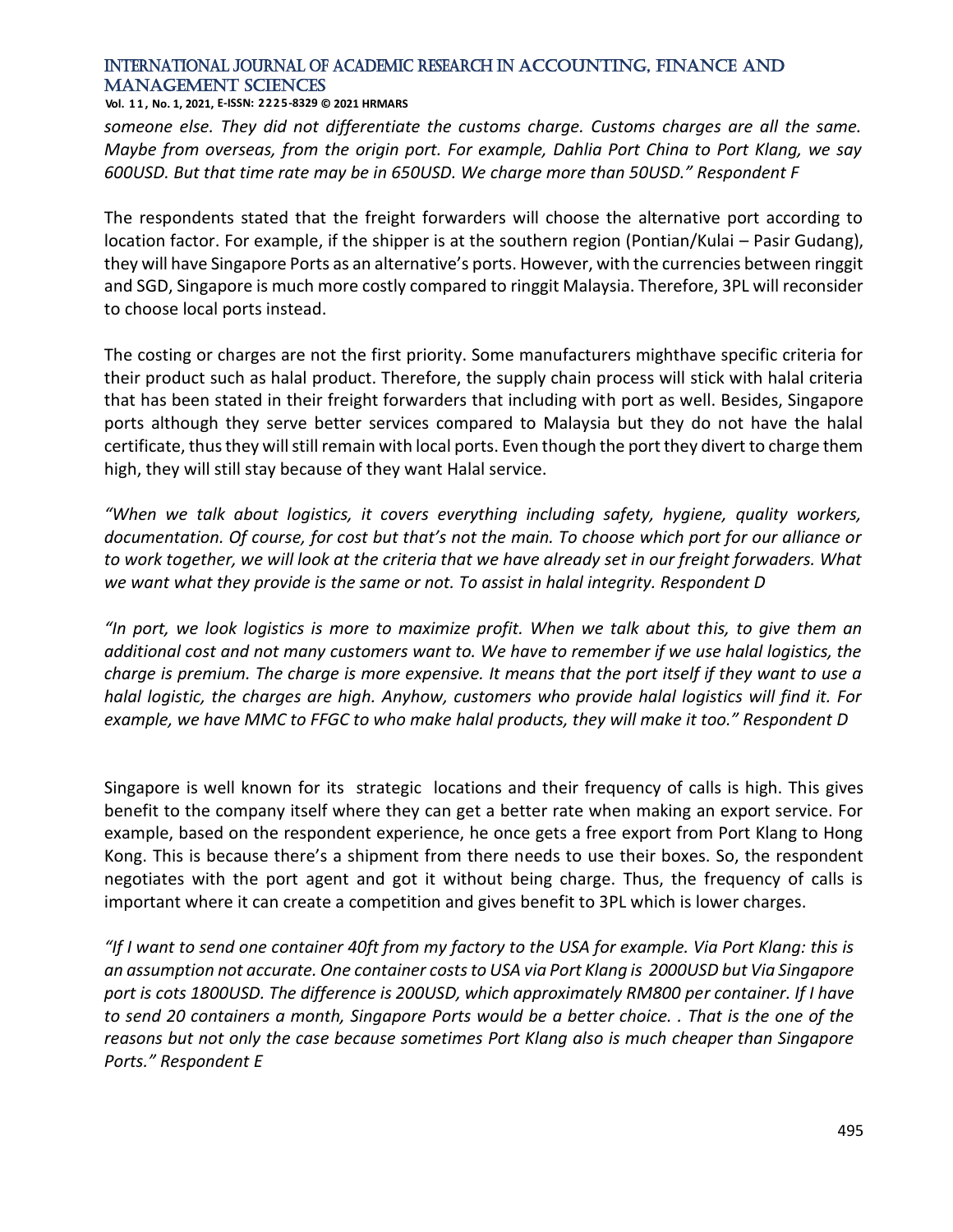*someone else. They did not differentiate the customs charge. Customs charges are all the same. Maybe from overseas, from the origin port. For example, Dahlia Port China to Port Klang, we say 600USD. But that time rate may be in 650USD. We charge more than 50USD." Respondent F*

The respondents stated that the freight forwarders will choose the alternative port according to location factor. For example, if the shipper is at the southern region (Pontian/Kulai – Pasir Gudang), they will have Singapore Ports as an alternative's ports. However, with the currencies between ringgit and SGD, Singapore is much more costly compared to ringgit Malaysia. Therefore, 3PL will reconsider to choose local ports instead.

The costing or charges are not the first priority. Some manufacturers mighthave specific criteria for their product such as halal product. Therefore, the supply chain process will stick with halal criteria that has been stated in their freight forwarders that including with port as well. Besides, Singapore ports although they serve better services compared to Malaysia but they do not have the halal certificate, thus they will still remain with local ports. Even though the port they divert to charge them high, they will still stay because of they want Halal service.

*"When we talk about logistics, it covers everything including safety, hygiene, quality workers, documentation. Of course, for cost but that's not the main. To choose which port for our alliance or to work together, we will look at the criteria that we have already set in our freight forwaders. What we want what they provide is the same or not. To assist in halal integrity. Respondent D*

*"In port, we look logistics is more to maximize profit. When we talk about this, to give them an additional cost and not many customers want to. We have to remember if we use halal logistics, the charge is premium. The charge is more expensive. It means that the port itself if they want to use a halal logistic, the charges are high. Anyhow, customers who provide halal logistics will find it. For example, we have MMC to FFGC to who make halal products, they will make it too." Respondent D*

Singapore is well known for its strategic locations and their frequency of calls is high. This gives benefit to the company itself where they can get a better rate when making an export service. For example, based on the respondent experience, he once gets a free export from Port Klang to Hong Kong. This is because there's a shipment from there needs to use their boxes. So, the respondent negotiates with the port agent and got it without being charge. Thus, the frequency of calls is important where it can create a competition and gives benefit to 3PL which is lower charges.

*"If I want to send one container 40ft from my factory to the USA for example. Via Port Klang: this is an assumption not accurate. One container costs to USA via Port Klang is 2000USD but Via Singapore port is cots 1800USD. The difference is 200USD, which approximately RM800 per container. If I have to send 20 containers a month, Singapore Ports would be a better choice. . That is the one of the reasons but not only the case because sometimes Port Klang also is much cheaper than Singapore Ports." Respondent E*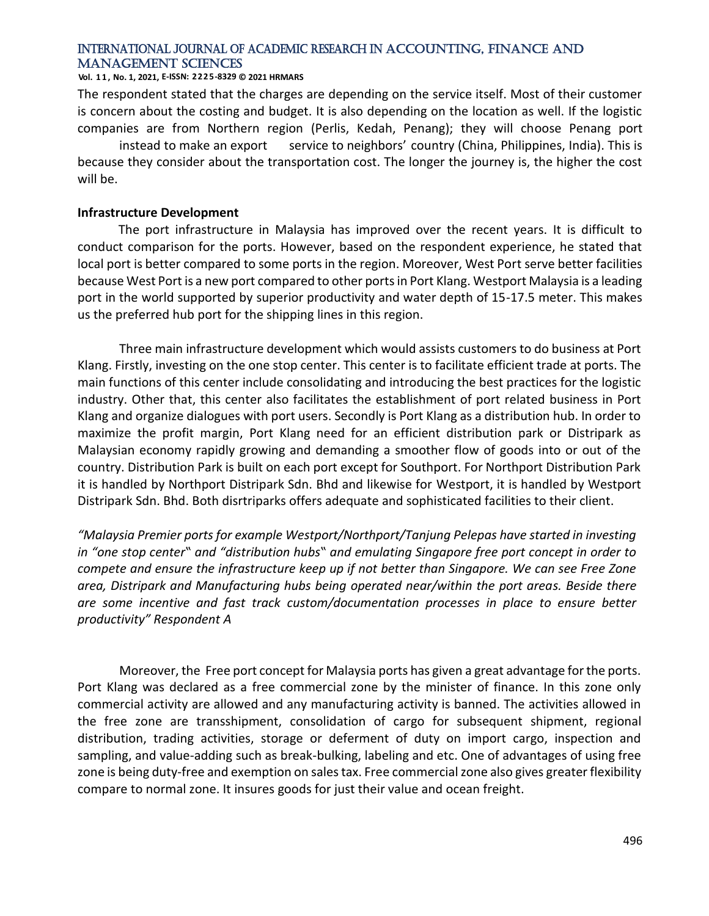The respondent stated that the charges are depending on the service itself. Most of their customer is concern about the costing and budget. It is also depending on the location as well. If the logistic companies are from Northern region (Perlis, Kedah, Penang); they will choose Penang port instead to make an export service to neighbors' country (China, Philippines, India). This is because they consider about the transportation cost. The longer the journey is, the higher the cost will be.

**Infrastructure Development**

The port infrastructure in Malaysia has improved over the recent years. It is difficult to conduct comparison for the ports. However, based on the respondent experience, he stated that local port is better compared to some ports in the region. Moreover, West Port serve better facilities because West Port is a new port compared to other ports in Port Klang. Westport Malaysia is a leading port in the world supported by superior productivity and water depth of 15-17.5 meter. This makes us the preferred hub port for the shipping lines in this region.

Three main infrastructure development which would assists customers to do business at Port Klang. Firstly, investing on the one stop center. This center is to facilitate efficient trade at ports. The main functions of this center include consolidating and introducing the best practices for the logistic industry. Other that, this center also facilitates the establishment of port related business in Port Klang and organize dialogues with port users. Secondly is Port Klang as a distribution hub. In order to maximize the profit margin, Port Klang need for an efficient distribution park or Distripark as Malaysian economy rapidly growing and demanding a smoother flow of goods into or out of the country. Distribution Park is built on each port except for Southport. For Northport Distribution Park it is handled by Northport Distripark Sdn. Bhd and likewise for Westport, it is handled by Westport Distripark Sdn. Bhd. Both disrtriparks offers adequate and sophisticated facilities to their client.

*"Malaysia Premier ports for example Westport/Northport/Tanjung Pelepas have started in investing in "one stop center" and "distribution hubs" and emulating Singapore free port concept in order to compete and ensure the infrastructure keep up if not better than Singapore. We can see Free Zone area, Distripark and Manufacturing hubs being operated near/within the port areas. Beside there are some incentive and fast track custom/documentation processes in place to ensure better productivity" Respondent A*

Moreover, the Free port concept for Malaysia ports has given a great advantage for the ports. Port Klang was declared as a free commercial zone by the minister of finance. In this zone only commercial activity are allowed and any manufacturing activity is banned. The activities allowed in the free zone are transshipment, consolidation of cargo for subsequent shipment, regional distribution, trading activities, storage or deferment of duty on import cargo, inspection and sampling, and value-adding such as break-bulking, labeling and etc. One of advantages of using free zone is being duty-free and exemption on sales tax. Free commercial zone also gives greater flexibility compare to normal zone. It insures goods for just their value and ocean freight.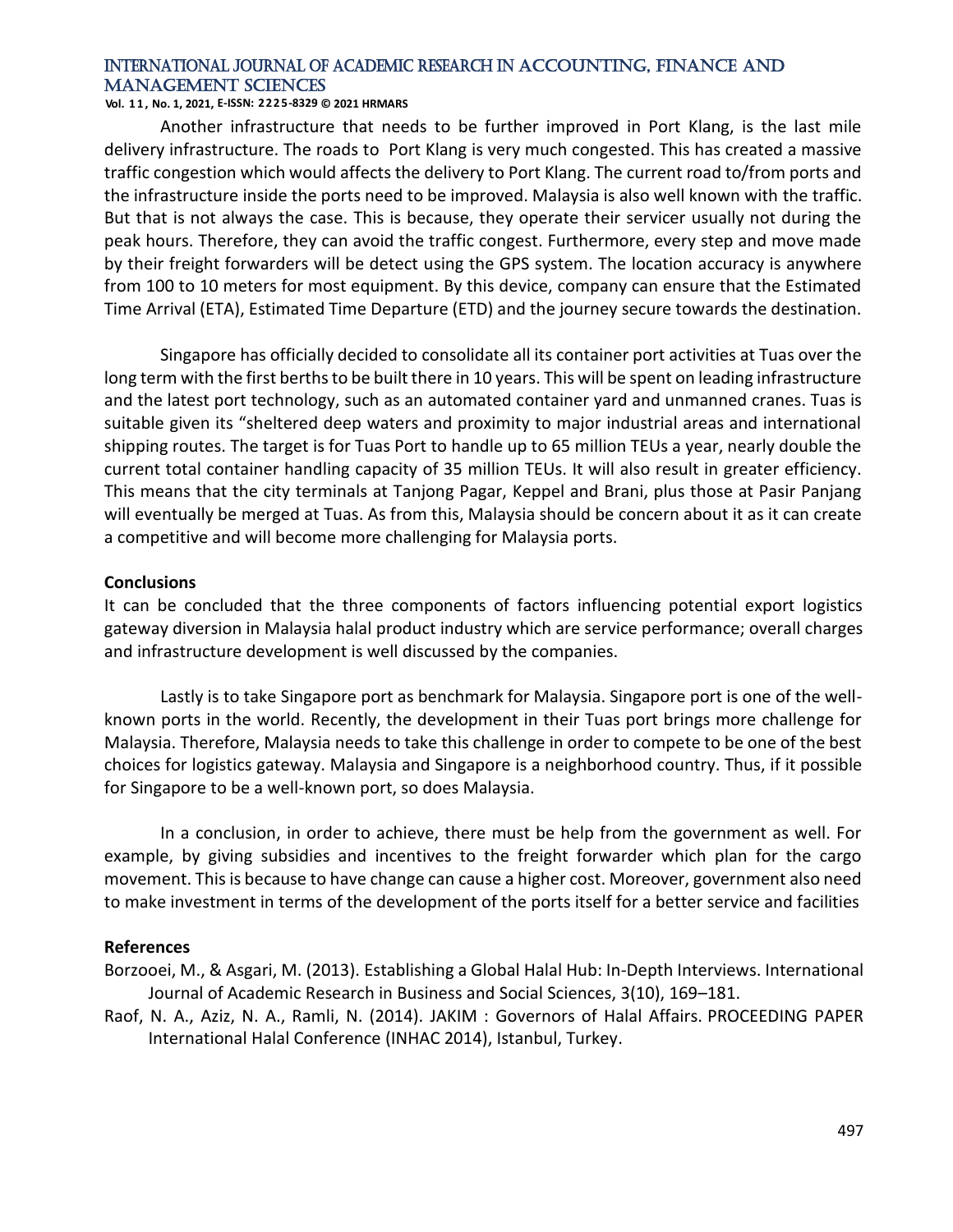Another infrastructure that needs to be further improved in Port Klang, is the last mile delivery infrastructure. The roads to Port Klang is very much congested. This has created a massive traffic congestion which would affects the delivery to Port Klang. The current road to/from ports and the infrastructure inside the ports need to be improved. Malaysia is also well known with the traffic. But that is not always the case. This is because, they operate their servicer usually not during the peak hours. Therefore, they can avoid the traffic congest. Furthermore, every step and move made by their freight forwarders will be detect using the GPS system. The location accuracy is anywhere from 100 to 10 meters for most equipment. By this device, company can ensure that the Estimated Time Arrival (ETA), Estimated Time Departure (ETD) and the journey secure towards the destination.

Singapore has officially decided to consolidate all its container port activities at Tuas over the long term with the first berths to be built there in 10 years. This will be spent on leading infrastructure and the latest port technology, such as an automated container yard and unmanned cranes. Tuas is suitable given its "sheltered deep waters and proximity to major industrial areas and international shipping routes. The target is for Tuas Port to handle up to 65 million TEUs a year, nearly double the current total container handling capacity of 35 million TEUs. It will also result in greater efficiency. This means that the city terminals at Tanjong Pagar, Keppel and Brani, plus those at Pasir Panjang will eventually be merged at Tuas. As from this, Malaysia should be concern about it as it can create a competitive and will become more challenging for Malaysia ports.

## Conclusions

It can be concluded that the three components of factors influencing potential export logistics gateway diversion in Malaysia halal product industry which are service performance; overall charges and infrastructure development is well discussed by the companies.

Lastly is to take Singapore port as benchmark for Malaysia. Singapore port is one of the well-known ports in the world. Recently, the development in their Tuas port brings more challenge for Malaysia. Therefore, Malaysia needs to take this challenge in order to compete to be one of the best choices for logistics gateway. Malaysia and Singapore is a neighborhood country. Thus, if it possible for Singapore to be a well-known port, so does Malaysia.

In a conclusion, in order to achieve, there must be help from the government as well. For example, by giving subsidies and incentives to the freight forwarder which plan for the cargo movement. This is because to have change can cause a higher cost. Moreover, government also need to make investment in terms of the development of the ports itself for a better service and facilities

## References

Borzooei, M., & Asgari, M. (2013). Establishing a Global Halal Hub: In-Depth Interviews. International Journal of Academic Research in Business and Social Sciences, 3(10), 169–181.

Raof, N. A., Aziz, N. A., Ramli, N. (2014). JAKIM : Governors of Halal Affairs. PROCEEDING PAPER International Halal Conference (INHAC 2014), Istanbul, Turkey.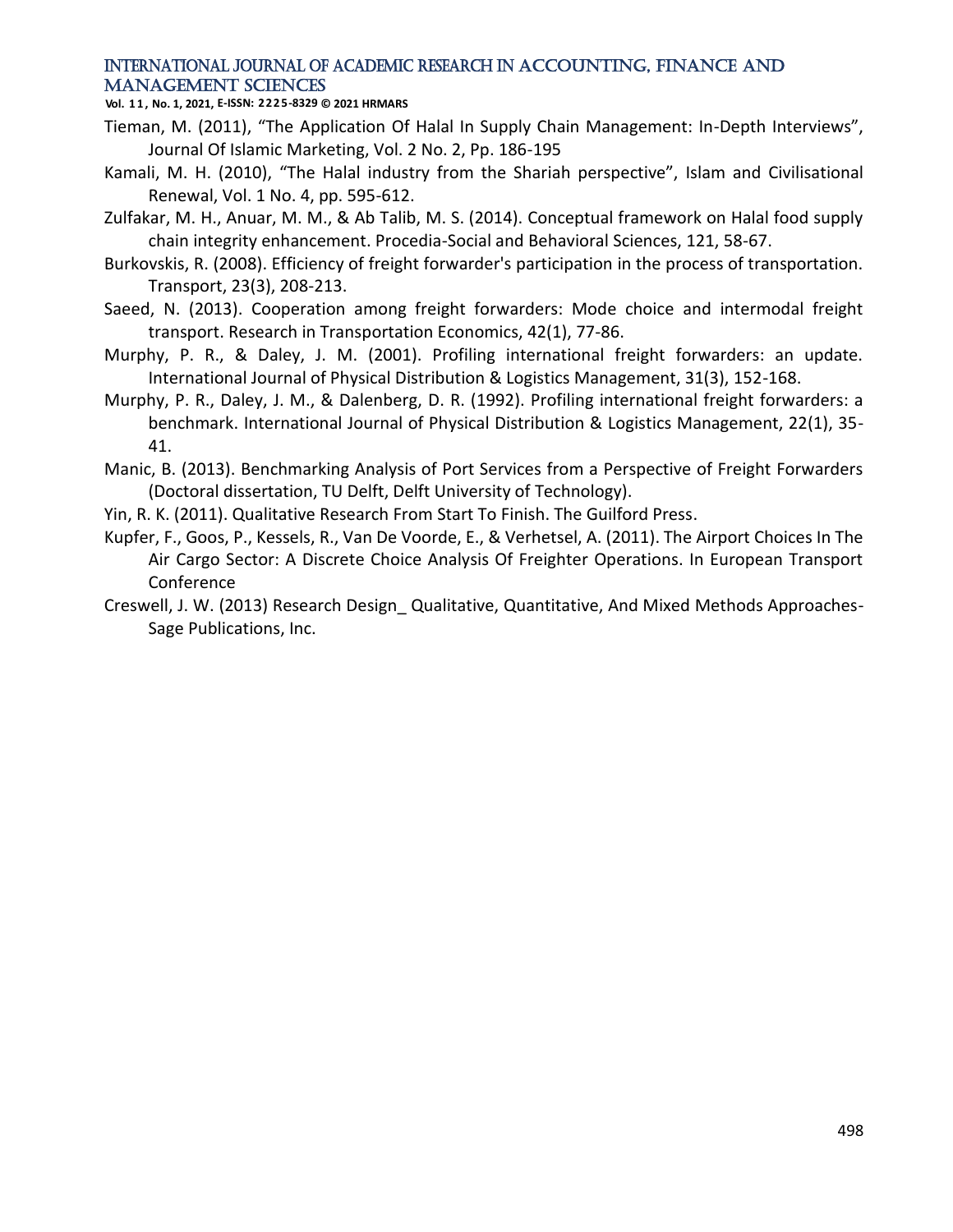Tieman, M. (2011), “The Application Of Halal In Supply Chain Management: In-Depth Interviews”, Journal Of Islamic Marketing, Vol. 2 No. 2, Pp. 186-195

Kamali, M. H. (2010), “The Halal industry from the Shariah perspective”, Islam and Civilisational Renewal, Vol. 1 No. 4, pp. 595-612.

Zulfakar, M. H., Anuar, M. M., & Ab Talib, M. S. (2014). Conceptual framework on Halal food supply chain integrity enhancement. Procedia-Social and Behavioral Sciences, 121, 58-67.

Burkovskis, R. (2008). Efficiency of freight forwarder's participation in the process of transportation. Transport, 23(3), 208-213.

Saeed, N. (2013). Cooperation among freight forwarders: Mode choice and intermodal freight transport. Research in Transportation Economics, 42(1), 77-86.

Murphy, P. R., & Daley, J. M. (2001). Profiling international freight forwarders: an update. International Journal of Physical Distribution & Logistics Management, 31(3), 152-168.

Murphy, P. R., Daley, J. M., & Dalenberg, D. R. (1992). Profiling international freight forwarders: a benchmark. International Journal of Physical Distribution & Logistics Management, 22(1), 35-41.

Manic, B. (2013). Benchmarking Analysis of Port Services from a Perspective of Freight Forwarders (Doctoral dissertation, TU Delft, Delft University of Technology).

Yin, R. K. (2011). Qualitative Research From Start To Finish. The Guilford Press.

Kupfer, F., Goos, P., Kessels, R., Van De Voorde, E., & Verhetsel, A. (2011). The Airport Choices In The Air Cargo Sector: A Discrete Choice Analysis Of Freighter Operations. In European Transport Conference

Creswell, J. W. (2013) Research Design_ Qualitative, Quantitative, And Mixed Methods Approaches-Sage Publications, Inc.